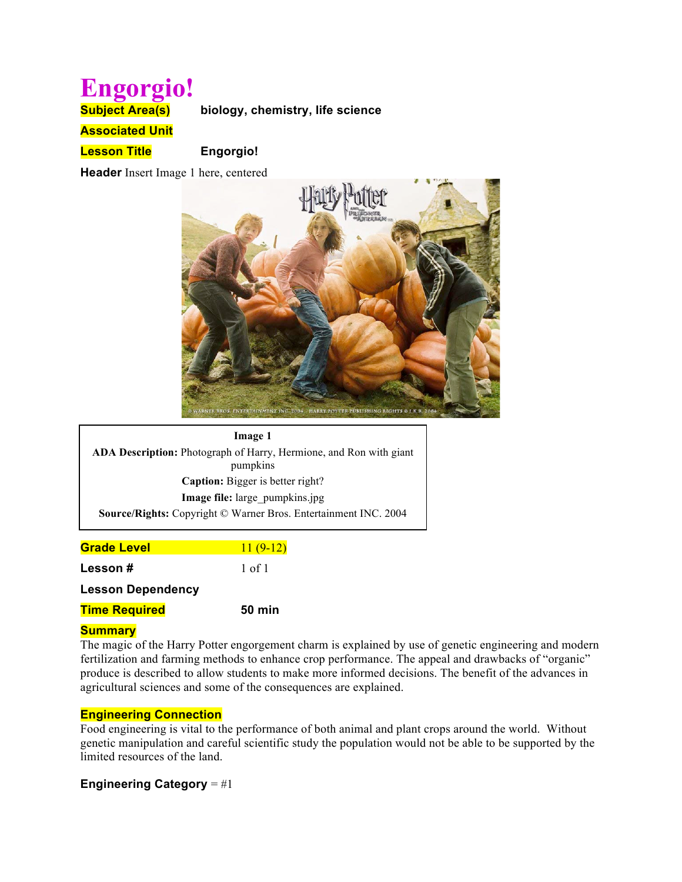# Engorgio!

**Subject Area(s)** **biology, chemistry, life science**

**Associated Unit**

**Lesson Title** **Engorgio!**

**Header** Insert Image 1 here, centered

**Image 1**

**ADA Description:** Photograph of Harry, Hermione, and Ron with giant pumpkins

**Caption:** Bigger is better right?

**Image file:** large_pumpkins.jpg

**Source/Rights:** Copyright © Warner Bros. Entertainment INC. 2004

**Grade Level** 11 (9-12)

**Lesson #** 1 of 1

**Lesson Dependency**

**Time Required** **50 min**

**Summary**

The magic of the Harry Potter engorgement charm is explained by use of genetic engineering and modern fertilization and farming methods to enhance crop performance. The appeal and drawbacks of "organic" produce is described to allow students to make more informed decisions. The benefit of the advances in agricultural sciences and some of the consequences are explained.

**Engineering Connection**

Food engineering is vital to the performance of both animal and plant crops around the world. Without genetic manipulation and careful scientific study the population would not be able to be supported by the limited resources of the land.

**Engineering Category** = #1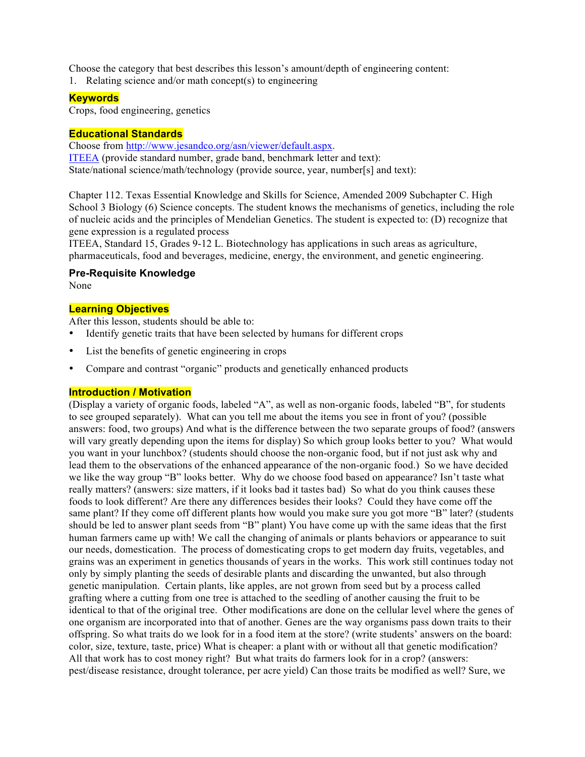Choose the category that best describes this lesson's amount/depth of engineering content:

1. Relating science and/or math concept(s) to engineering

## Keywords

Crops, food engineering, genetics

## Educational Standards

Choose from http://www.jesandco.org/asn/viewer/default.aspx.
ITEEA (provide standard number, grade band, benchmark letter and text):
State/national science/math/technology (provide source, year, number[s] and text):

Chapter 112. Texas Essential Knowledge and Skills for Science, Amended 2009 Subchapter C. High School 3 Biology (6) Science concepts. The student knows the mechanisms of genetics, including the role of nucleic acids and the principles of Mendelian Genetics. The student is expected to: (D) recognize that gene expression is a regulated process
ITEEA, Standard 15, Grades 9-12 L. Biotechnology has applications in such areas as agriculture, pharmaceuticals, food and beverages, medicine, energy, the environment, and genetic engineering.

## Pre-Requisite Knowledge

None

## Learning Objectives

After this lesson, students should be able to:

- Identify genetic traits that have been selected by humans for different crops
- List the benefits of genetic engineering in crops
- Compare and contrast "organic" products and genetically enhanced products

## Introduction / Motivation

(Display a variety of organic foods, labeled "A", as well as non-organic foods, labeled "B", for students to see grouped separately). What can you tell me about the items you see in front of you? (possible answers: food, two groups) And what is the difference between the two separate groups of food? (answers will vary greatly depending upon the items for display) So which group looks better to you? What would you want in your lunchbox? (students should choose the non-organic food, but if not just ask why and lead them to the observations of the enhanced appearance of the non-organic food.) So we have decided we like the way group "B" looks better. Why do we choose food based on appearance? Isn't taste what really matters? (answers: size matters, if it looks bad it tastes bad) So what do you think causes these foods to look different? Are there any differences besides their looks? Could they have come off the same plant? If they come off different plants how would you make sure you got more "B" later? (students should be led to answer plant seeds from "B" plant) You have come up with the same ideas that the first human farmers came up with! We call the changing of animals or plants behaviors or appearance to suit our needs, domestication. The process of domesticating crops to get modern day fruits, vegetables, and grains was an experiment in genetics thousands of years in the works. This work still continues today not only by simply planting the seeds of desirable plants and discarding the unwanted, but also through genetic manipulation. Certain plants, like apples, are not grown from seed but by a process called grafting where a cutting from one tree is attached to the seedling of another causing the fruit to be identical to that of the original tree. Other modifications are done on the cellular level where the genes of one organism are incorporated into that of another. Genes are the way organisms pass down traits to their offspring. So what traits do we look for in a food item at the store? (write students' answers on the board: color, size, texture, taste, price) What is cheaper: a plant with or without all that genetic modification? All that work has to cost money right? But what traits do farmers look for in a crop? (answers: pest/disease resistance, drought tolerance, per acre yield) Can those traits be modified as well? Sure, we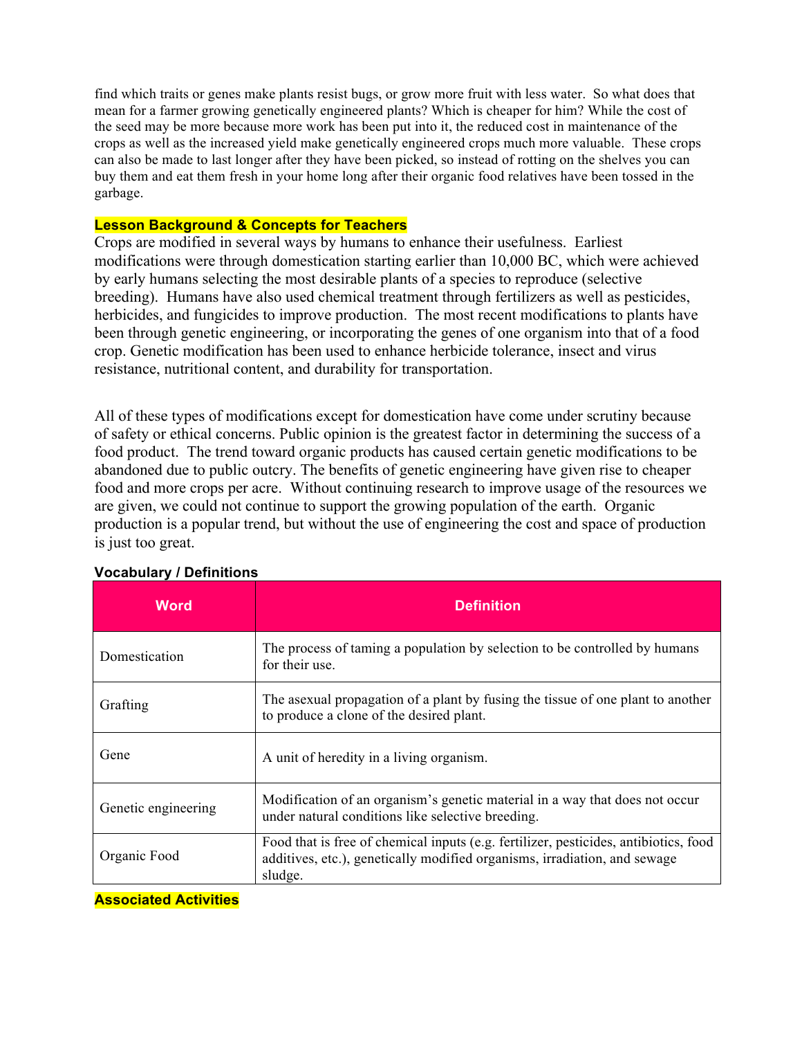find which traits or genes make plants resist bugs, or grow more fruit with less water. So what does that mean for a farmer growing genetically engineered plants? Which is cheaper for him? While the cost of the seed may be more because more work has been put into it, the reduced cost in maintenance of the crops as well as the increased yield make genetically engineered crops much more valuable. These crops can also be made to last longer after they have been picked, so instead of rotting on the shelves you can buy them and eat them fresh in your home long after their organic food relatives have been tossed in the garbage.

## Lesson Background & Concepts for Teachers

Crops are modified in several ways by humans to enhance their usefulness. Earliest modifications were through domestication starting earlier than 10,000 BC, which were achieved by early humans selecting the most desirable plants of a species to reproduce (selective breeding). Humans have also used chemical treatment through fertilizers as well as pesticides, herbicides, and fungicides to improve production. The most recent modifications to plants have been through genetic engineering, or incorporating the genes of one organism into that of a food crop. Genetic modification has been used to enhance herbicide tolerance, insect and virus resistance, nutritional content, and durability for transportation.

All of these types of modifications except for domestication have come under scrutiny because of safety or ethical concerns. Public opinion is the greatest factor in determining the success of a food product. The trend toward organic products has caused certain genetic modifications to be abandoned due to public outcry. The benefits of genetic engineering have given rise to cheaper food and more crops per acre. Without continuing research to improve usage of the resources we are given, we could not continue to support the growing population of the earth. Organic production is a popular trend, but without the use of engineering the cost and space of production is just too great.

### Vocabulary / Definitions

| Word | Definition |
| --- | --- |
| Domestication | The process of taming a population by selection to be controlled by humans for their use. |
| Grafting | The asexual propagation of a plant by fusing the tissue of one plant to another to produce a clone of the desired plant. |
| Gene | A unit of heredity in a living organism. |
| Genetic engineering | Modification of an organism's genetic material in a way that does not occur under natural conditions like selective breeding. |
| Organic Food | Food that is free of chemical inputs (e.g. fertilizer, pesticides, antibiotics, food additives, etc.), genetically modified organisms, irradiation, and sewage sludge. |

## Associated Activities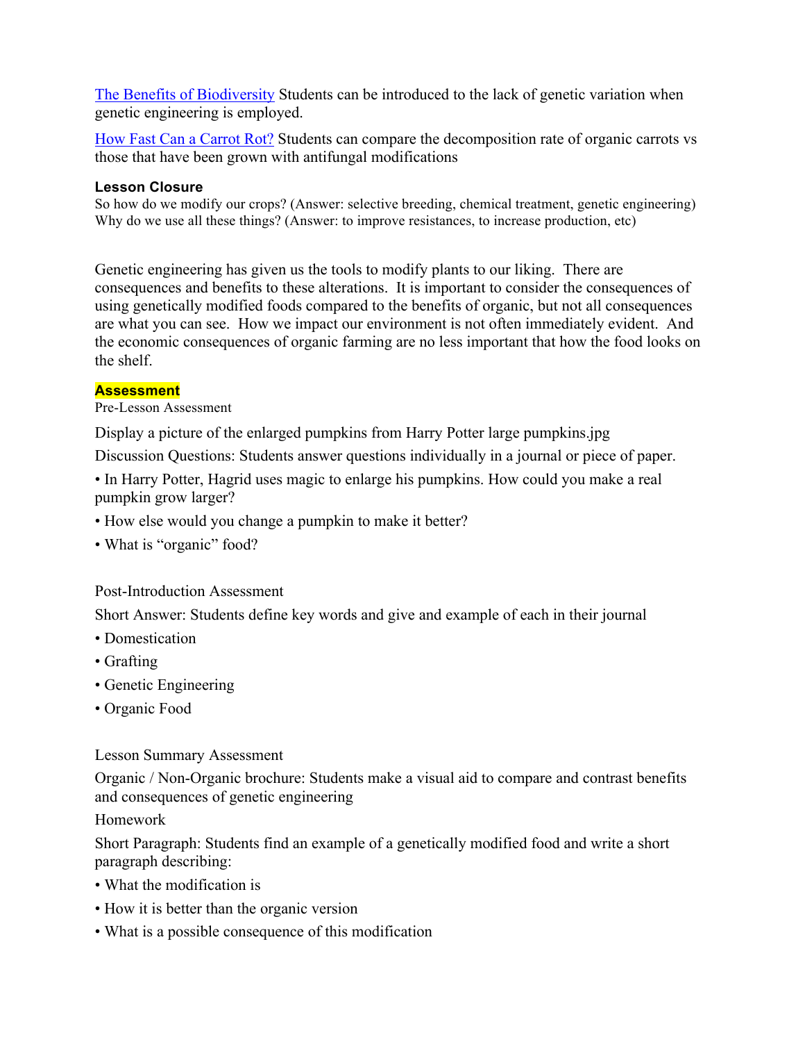[The Benefits of Biodiversity](#) Students can be introduced to the lack of genetic variation when genetic engineering is employed.

[How Fast Can a Carrot Rot?](#) Students can compare the decomposition rate of organic carrots vs those that have been grown with antifungal modifications

### Lesson Closure

So how do we modify our crops? (Answer: selective breeding, chemical treatment, genetic engineering)
Why do we use all these things? (Answer: to improve resistances, to increase production, etc)

Genetic engineering has given us the tools to modify plants to our liking. There are consequences and benefits to these alterations. It is important to consider the consequences of using genetically modified foods compared to the benefits of organic, but not all consequences are what you can see. How we impact our environment is not often immediately evident. And the economic consequences of organic farming are no less important that how the food looks on the shelf.

### Assessment

Pre-Lesson Assessment

Display a picture of the enlarged pumpkins from Harry Potter large pumpkins.jpg

Discussion Questions: Students answer questions individually in a journal or piece of paper.

- In Harry Potter, Hagrid uses magic to enlarge his pumpkins. How could you make a real pumpkin grow larger?
- How else would you change a pumpkin to make it better?
- What is "organic" food?

Post-Introduction Assessment

Short Answer: Students define key words and give and example of each in their journal

- Domestication
- Grafting
- Genetic Engineering
- Organic Food

Lesson Summary Assessment

Organic / Non-Organic brochure: Students make a visual aid to compare and contrast benefits and consequences of genetic engineering

Homework

Short Paragraph: Students find an example of a genetically modified food and write a short paragraph describing:

- What the modification is
- How it is better than the organic version
- What is a possible consequence of this modification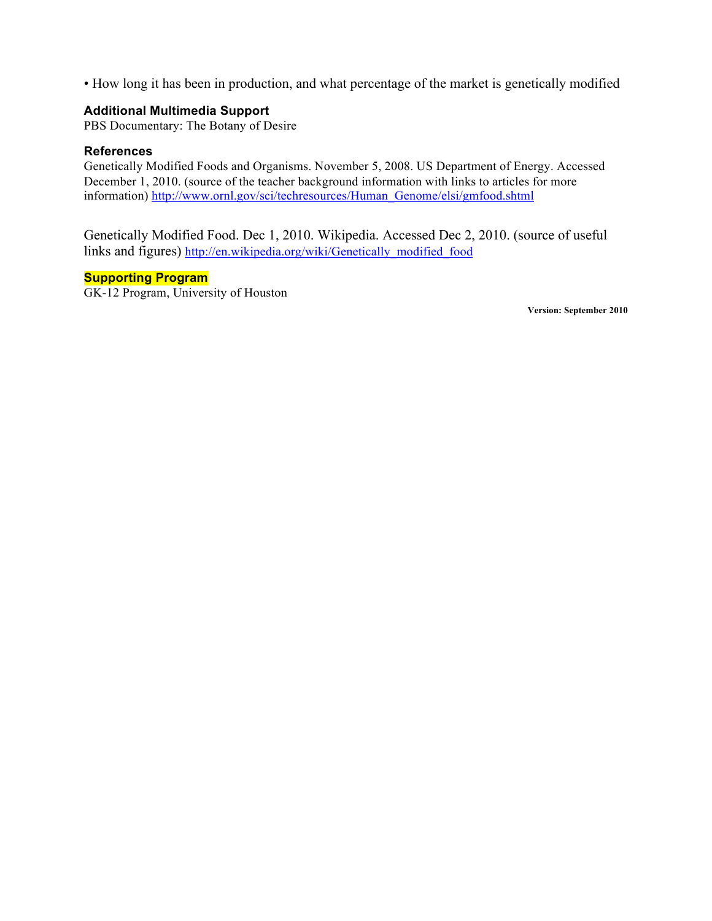- How long it has been in production, and what percentage of the market is genetically modified

### Additional Multimedia Support

PBS Documentary: The Botany of Desire

### References

Genetically Modified Foods and Organisms. November 5, 2008. US Department of Energy. Accessed December 1, 2010. (source of the teacher background information with links to articles for more information) http://www.ornl.gov/sci/techresources/Human_Genome/elsi/gmfood.shtml

Genetically Modified Food. Dec 1, 2010. Wikipedia. Accessed Dec 2, 2010. (source of useful links and figures) http://en.wikipedia.org/wiki/Genetically_modified_food

### Supporting Program

GK-12 Program, University of Houston

**Version: September 2010**